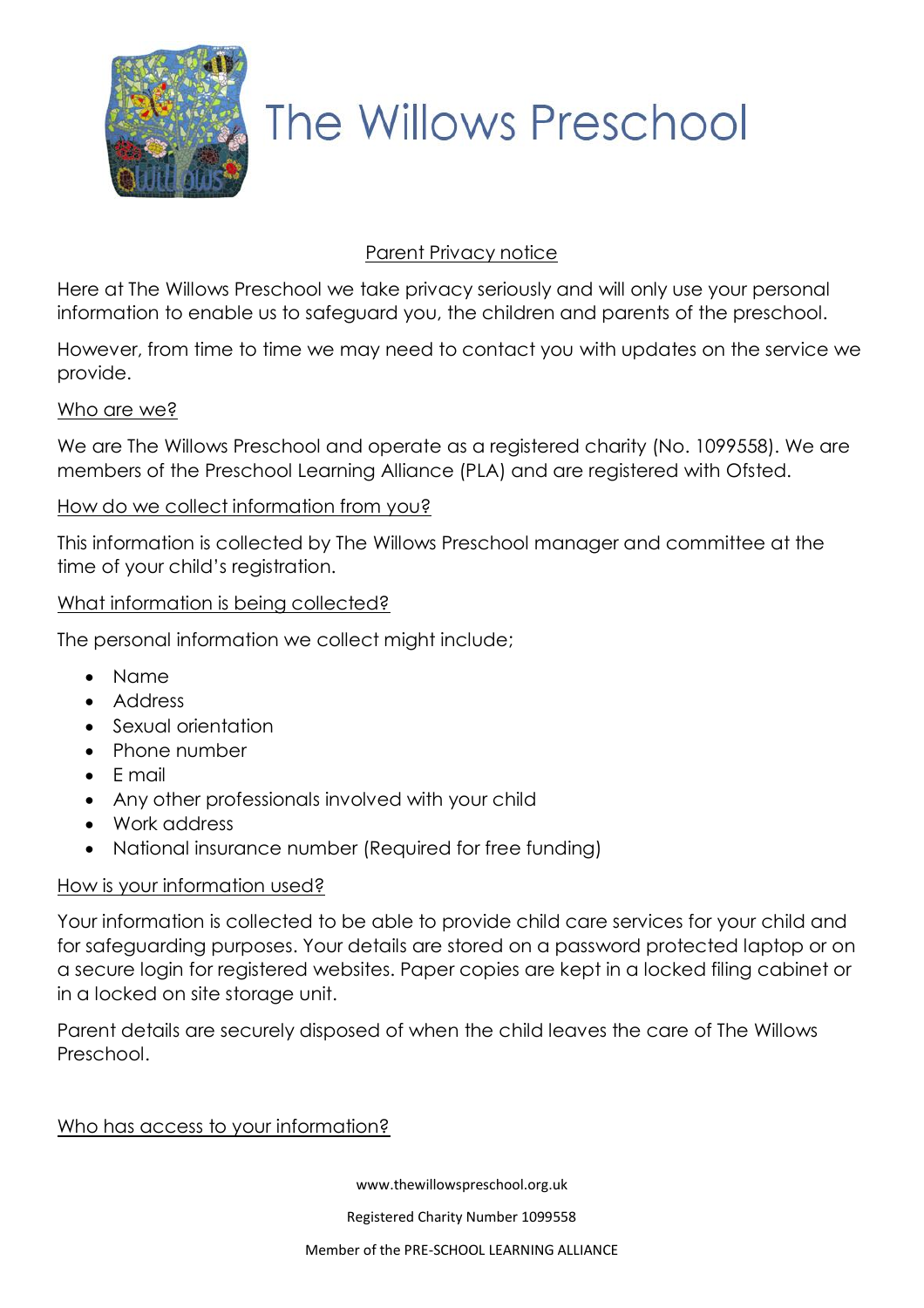# The Willows Preschool

## Parent Privacy notice

Here at The Willows Preschool we take privacy seriously and will only use your personal information to enable us to safeguard you, the children and parents of the preschool.

However, from time to time we may need to contact you with updates on the service we provide.

### Who are we?

We are The Willows Preschool and operate as a registered charity (No. 1099558). We are members of the Preschool Learning Alliance (PLA) and are registered with Ofsted.

### How do we collect information from you?

This information is collected by The Willows Preschool manager and committee at the time of your child's registration.

### What information is being collected?

The personal information we collect might include;

- Name
- Address
- Sexual orientation
- Phone number
- E mail
- Any other professionals involved with your child
- Work address
- National insurance number (Required for free funding)

### How is your information used?

Your information is collected to be able to provide child care services for your child and for safeguarding purposes. Your details are stored on a password protected laptop or on a secure login for registered websites. Paper copies are kept in a locked filing cabinet or in a locked on site storage unit.

Parent details are securely disposed of when the child leaves the care of The Willows Preschool.

### Who has access to your information?

www.thewillowspreschool.org.uk

Registered Charity Number 1099558

Member of the PRE-SCHOOL LEARNING ALLIANCE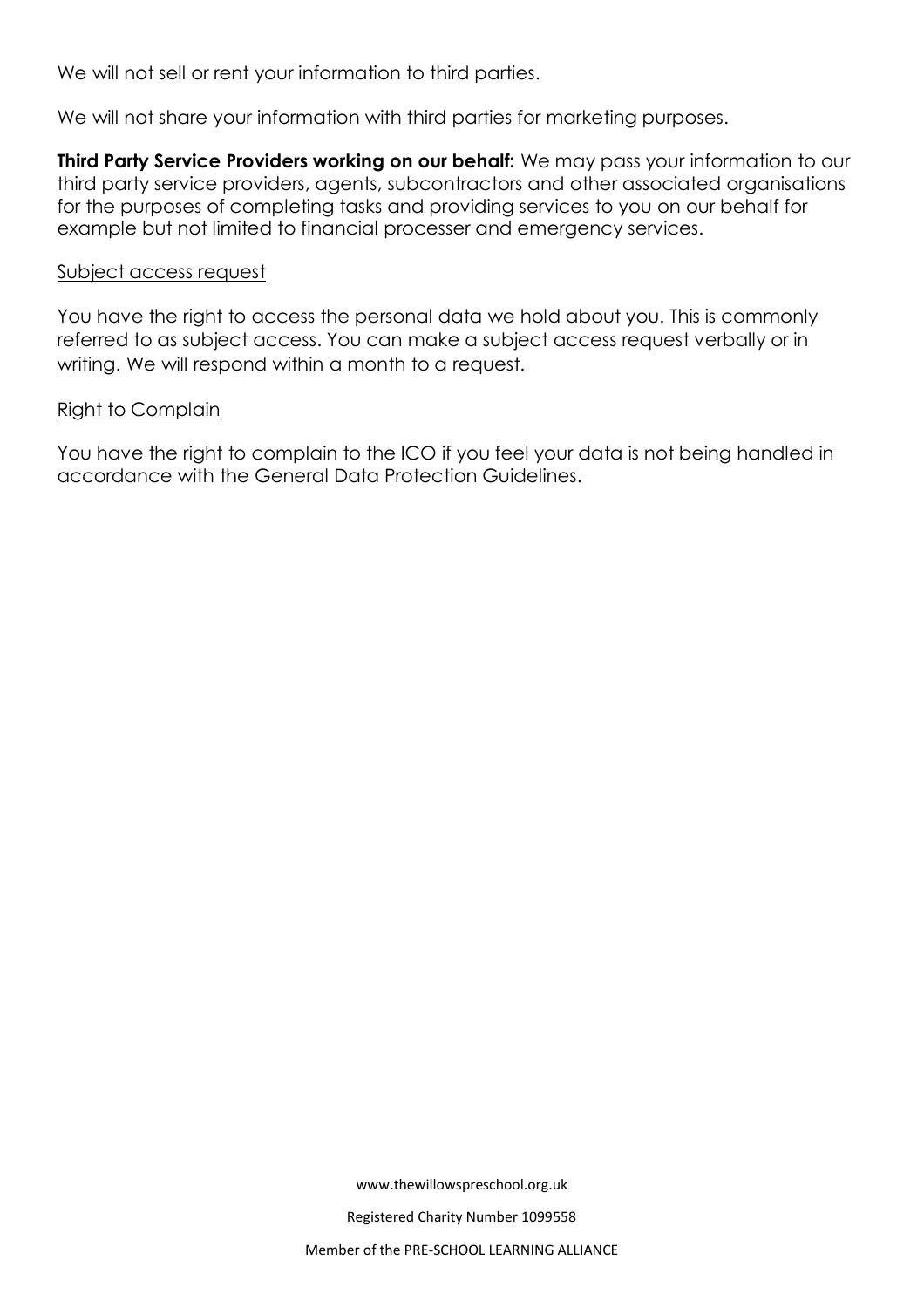We will not sell or rent your information to third parties.

We will not share your information with third parties for marketing purposes.

**Third Party Service Providers working on our behalf:** We may pass your information to our third party service providers, agents, subcontractors and other associated organisations for the purposes of completing tasks and providing services to you on our behalf for example but not limited to financial processer and emergency services.

<u>Subject access request</u>

You have the right to access the personal data we hold about you. This is commonly referred to as subject access. You can make a subject access request verbally or in writing. We will respond within a month to a request.

<u>Right to Complain</u>

You have the right to complain to the ICO if you feel your data is not being handled in accordance with the General Data Protection Guidelines.